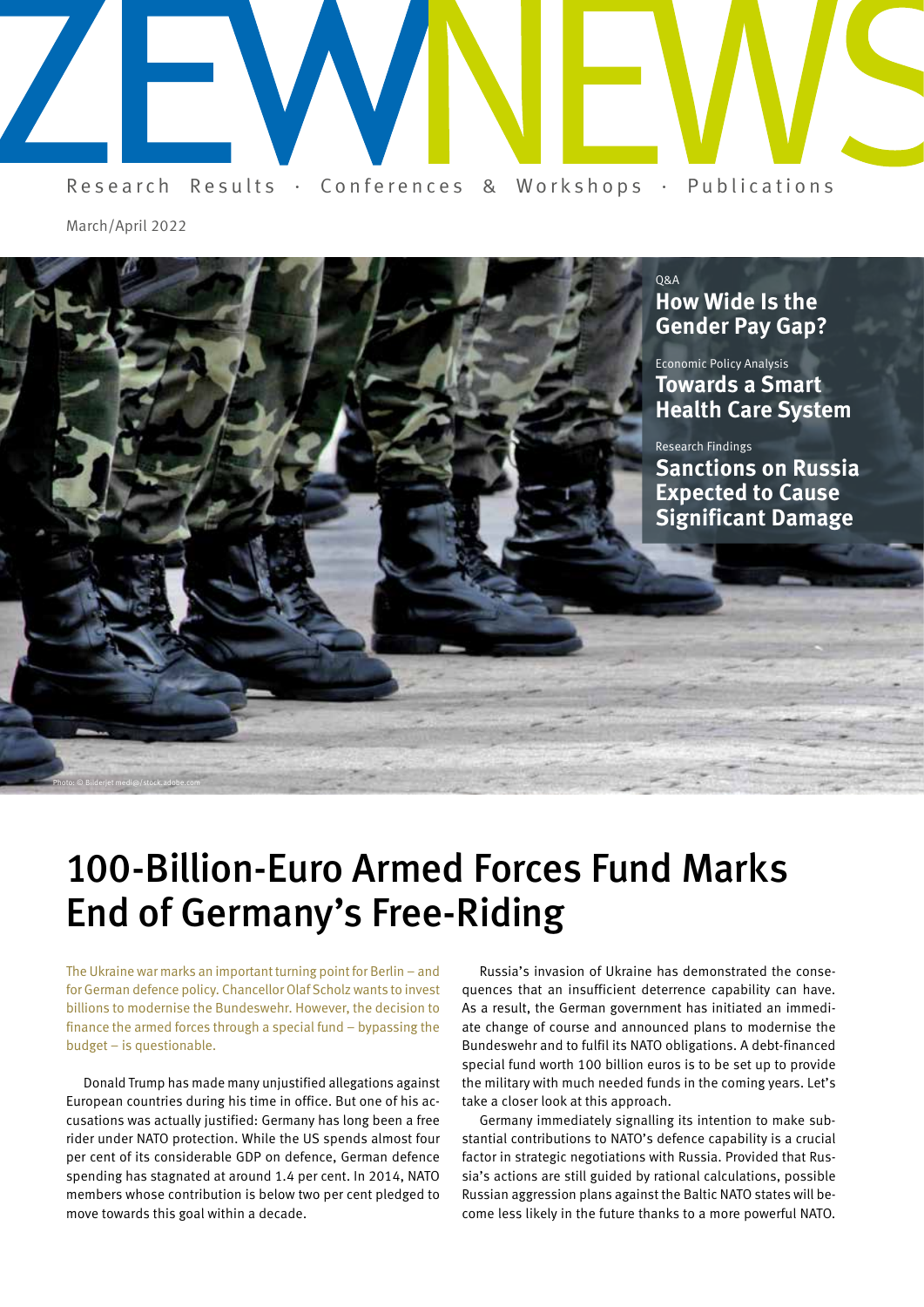# ZEWNEWS

Research Results · Conferences & Workshops · Publications

March/April 2022

Q&A
**How Wide Is the Gender Pay Gap?**

Economic Policy Analysis
**Towards a Smart Health Care System**

Research Findings
**Sanctions on Russia Expected to Cause Significant Damage**

Photo: © Bilderjet media/stock.adobe.com

# 100-Billion-Euro Armed Forces Fund Marks End of Germany's Free-Riding

The Ukraine war marks an important turning point for Berlin – and for German defence policy. Chancellor Olaf Scholz wants to invest billions to modernise the Bundeswehr. However, the decision to finance the armed forces through a special fund – bypassing the budget – is questionable.

Donald Trump has made many unjustified allegations against European countries during his time in office. But one of his accusations was actually justified: Germany has long been a free rider under NATO protection. While the US spends almost four per cent of its considerable GDP on defence, German defence spending has stagnated at around 1.4 per cent. In 2014, NATO members whose contribution is below two per cent pledged to move towards this goal within a decade.

Russia's invasion of Ukraine has demonstrated the consequences that an insufficient deterrence capability can have. As a result, the German government has initiated an immediate change of course and announced plans to modernise the Bundeswehr and to fulfil its NATO obligations. A debt-financed special fund worth 100 billion euros is to be set up to provide the military with much needed funds in the coming years. Let's take a closer look at this approach.

Germany immediately signalling its intention to make substantial contributions to NATO's defence capability is a crucial factor in strategic negotiations with Russia. Provided that Russia's actions are still guided by rational calculations, possible Russian aggression plans against the Baltic NATO states will become less likely in the future thanks to a more powerful NATO.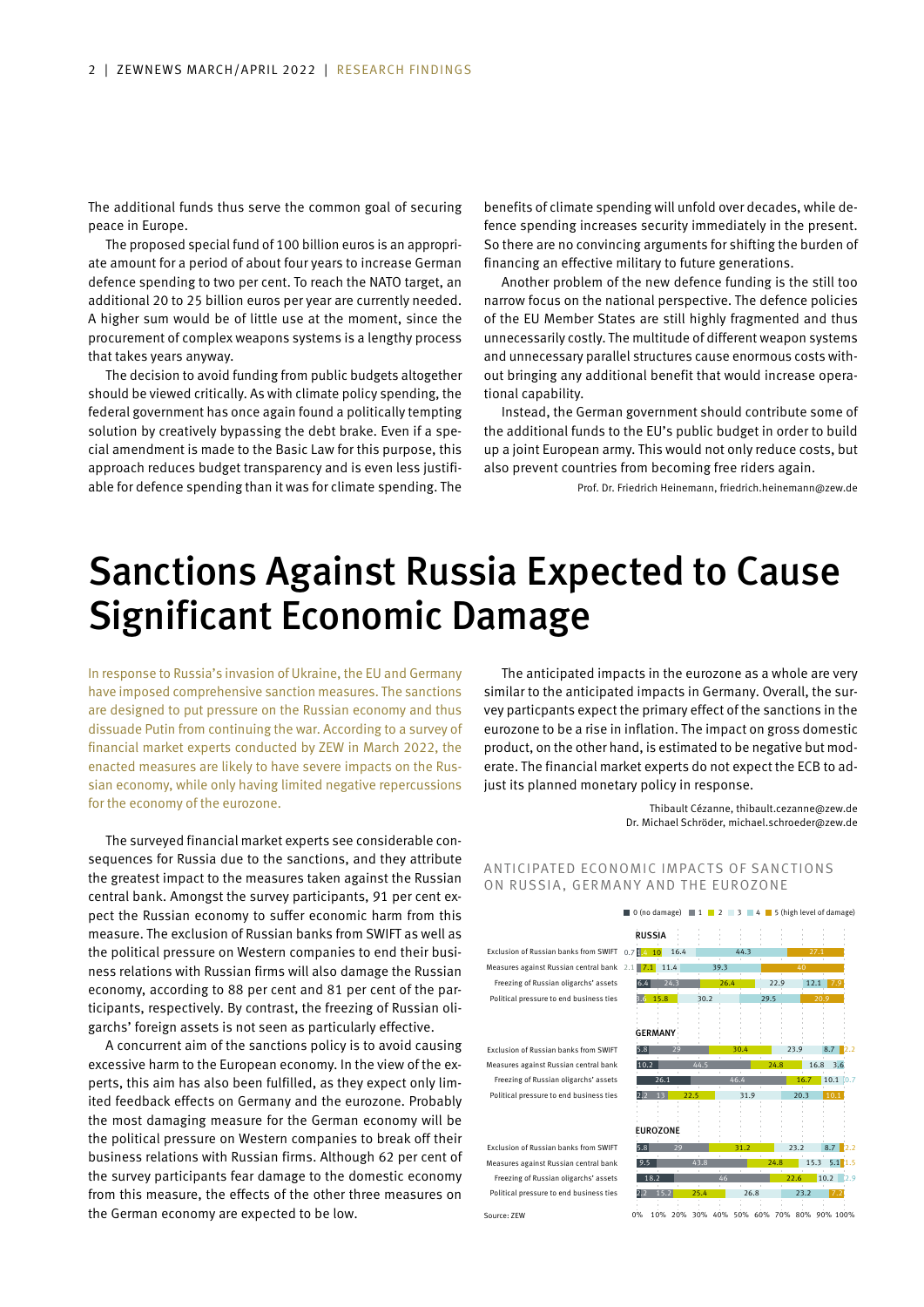The additional funds thus serve the common goal of securing peace in Europe.

The proposed special fund of 100 billion euros is an appropriate amount for a period of about four years to increase German defence spending to two per cent. To reach the NATO target, an additional 20 to 25 billion euros per year are currently needed. A higher sum would be of little use at the moment, since the procurement of complex weapons systems is a lengthy process that takes years anyway.

The decision to avoid funding from public budgets altogether should be viewed critically. As with climate policy spending, the federal government has once again found a politically tempting solution by creatively bypassing the debt brake. Even if a special amendment is made to the Basic Law for this purpose, this approach reduces budget transparency and is even less justifiable for defence spending than it was for climate spending. The benefits of climate spending will unfold over decades, while defence spending increases security immediately in the present. So there are no convincing arguments for shifting the burden of financing an effective military to future generations.

Another problem of the new defence funding is the still too narrow focus on the national perspective. The defence policies of the EU Member States are still highly fragmented and thus unnecessarily costly. The multitude of different weapon systems and unnecessary parallel structures cause enormous costs without bringing any additional benefit that would increase operational capability.

Instead, the German government should contribute some of the additional funds to the EU's public budget in order to build up a joint European army. This would not only reduce costs, but also prevent countries from becoming free riders again.

Prof. Dr. Friedrich Heinemann, friedrich.heinemann@zew.de

# Sanctions Against Russia Expected to Cause Significant Economic Damage

In response to Russia's invasion of Ukraine, the EU and Germany have imposed comprehensive sanction measures. The sanctions are designed to put pressure on the Russian economy and thus dissuade Putin from continuing the war. According to a survey of financial market experts conducted by ZEW in March 2022, the enacted measures are likely to have severe impacts on the Russian economy, while only having limited negative repercussions for the economy of the eurozone.

The surveyed financial market experts see considerable consequences for Russia due to the sanctions, and they attribute the greatest impact to the measures taken against the Russian central bank. Amongst the survey participants, 91 per cent expect the Russian economy to suffer economic harm from this measure. The exclusion of Russian banks from SWIFT as well as the political pressure on Western companies to end their business relations with Russian firms will also damage the Russian economy, according to 88 per cent and 81 per cent of the participants, respectively. By contrast, the freezing of Russian oligarchs' foreign assets is not seen as particularly effective.

A concurrent aim of the sanctions policy is to avoid causing excessive harm to the European economy. In the view of the experts, this aim has also been fulfilled, as they expect only limited feedback effects on Germany and the eurozone. Probably the most damaging measure for the German economy will be the political pressure on Western companies to break off their business relations with Russian firms. Although 62 per cent of the survey participants fear damage to the domestic economy from this measure, the effects of the other three measures on the German economy are expected to be low.

The anticipated impacts in the eurozone as a whole are very similar to the anticipated impacts in Germany. Overall, the survey particpants expect the primary effect of the sanctions in the eurozone to be a rise in inflation. The impact on gross domestic product, on the other hand, is estimated to be negative but moderate. The financial market experts do not expect the ECB to adjust its planned monetary policy in response.

Thibault Cézanne, thibault.cezanne@zew.de
Dr. Michael Schröder, michael.schroeder@zew.de

ANTICIPATED ECONOMIC IMPACTS OF SANCTIONS ON RUSSIA, GERMANY AND THE EUROZONE

| | 0 (no damage) | 1 | 2 | 3 | 4 | 5 (high level of damage) |
|---|---|---|---|---|---|---|
| **RUSSIA** | | | | | | |
| Exclusion of Russian banks from SWIFT | 0.7 | 1.5 | 10 | 16.4 | 44.3 | 27.1 |
| Measures against Russian central bank | | 2.1 | 7.1 | 11.4 | 39.3 | 40 |
| Freezing of Russian oligarchs' assets | 6.4 | 24.3 | 26.4 | 22.9 | 12.1 | 7.9 |
| Political pressure to end business ties | | 3.6 | 15.8 | 30.2 | 29.5 | 20.9 |
| **GERMANY** | | | | | | |
| Exclusion of Russian banks from SWIFT | 5.8 | 29 | 30.4 | 23.9 | 8.7 | 2.2 |
| Measures against Russian central bank | 10.2 | 44.5 | 24.8 | 16.8 | 3.6 | |
| Freezing of Russian oligarchs' assets | 26.1 | 46.4 | 16.7 | 10.1 | 0.7 | |
| Political pressure to end business ties | 2.2 | 13 | 22.5 | 31.9 | 20.3 | 10.1 |
| **EUROZONE** | | | | | | |
| Exclusion of Russian banks from SWIFT | 5.8 | 29 | 31.2 | 23.2 | 8.7 | 2.2 |
| Measures against Russian central bank | 9.5 | 43.8 | 24.8 | 15.3 | 5.1 | 1.5 |
| Freezing of Russian oligarchs' assets | 18.2 | 46 | 22.6 | 10.2 | 2.9 | |
| Political pressure to end business ties | 2.2 | 15.2 | 25.4 | 26.8 | 23.2 | 7.2 |

Source: ZEW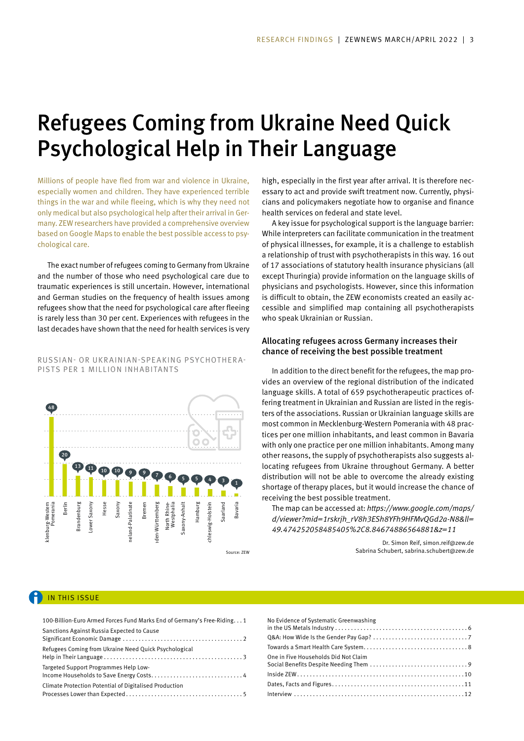# Refugees Coming from Ukraine Need Quick Psychological Help in Their Language

Millions of people have fled from war and violence in Ukraine, especially women and children. They have experienced terrible things in the war and while fleeing, which is why they need not only medical but also psychological help after their arrival in Germany. ZEW researchers have provided a comprehensive overview based on Google Maps to enable the best possible access to psychological care.

The exact number of refugees coming to Germany from Ukraine and the number of those who need psychological care due to traumatic experiences is still uncertain. However, international and German studies on the frequency of health issues among refugees show that the need for psychological care after fleeing is rarely less than 30 per cent. Experiences with refugees in the last decades have shown that the need for health services is very high, especially in the first year after arrival. It is therefore necessary to act and provide swift treatment now. Currently, physicians and policymakers negotiate how to organise and finance health services on federal and state level.

A key issue for psychological support is the language barrier: While interpreters can facilitate communication in the treatment of physical illnesses, for example, it is a challenge to establish a relationship of trust with psychotherapists in this way. 16 out of 17 associations of statutory health insurance physicians (all except Thuringia) provide information on the language skills of physicians and psychologists. However, since this information is difficult to obtain, the ZEW economists created an easily accessible and simplified map containing all psychotherapists who speak Ukrainian or Russian.

RUSSIAN- OR UKRAINIAN-SPEAKING PSYCHOTHERAPISTS PER 1 MILLION INHABITANTS

| State | Psychotherapists per 1 million inhabitants |
|---|---|
| Mecklenburg-Western Pomerania | 48 |
| Berlin | 20 |
| Brandenburg | 13 |
| Lower Saxony | 11 |
| Hesse | 10 |
| Saxony | 10 |
| Rhineland-Palatinate | 9 |
| Bremen | 9 |
| Baden-Württemberg | 7 |
| North Rhine-Westphalia | 6 |
| Saxony-Anhalt | 5 |
| Hamburg | 5 |
| Schleswig-Holstein | 4 |
| Saarland | 3 |
| Bavaria | 1 |

Source: ZEW

## Allocating refugees across Germany increases their chance of receiving the best possible treatment

In addition to the direct benefit for the refugees, the map provides an overview of the regional distribution of the indicated language skills. A total of 659 psychotherapeutic practices offering treatment in Ukrainian and Russian are listed in the registers of the associations. Russian or Ukrainian language skills are most common in Mecklenburg-Western Pomerania with 48 practices per one million inhabitants, and least common in Bavaria with only one practice per one million inhabitants. Among many other reasons, the supply of psychotherapists also suggests allocating refugees from Ukraine throughout Germany. A better distribution will not be able to overcome the already existing shortage of therapy places, but it would increase the chance of receiving the best possible treatment.

The map can be accessed at: *https://www.google.com/maps/d/viewer?mid=1rskrjh_rV8h3ESh8YFh9HFMvQGd2a-N8&ll=49.474252058485405%2C8.846748865648881&z=11*

Dr. Simon Reif, simon.reif@zew.de
Sabrina Schubert, sabrina.schubert@zew.de

## IN THIS ISSUE

- 100-Billion-Euro Armed Forces Fund Marks End of Germany's Free-Riding . . . 1
- Sanctions Against Russia Expected to Cause Significant Economic Damage . . . 2
- Refugees Coming from Ukraine Need Quick Psychological Help in Their Language . . . 3
- Targeted Support Programmes Help Low-Income Households to Save Energy Costs . . . 4
- Climate Protection Potential of Digitalised Production Processes Lower than Expected . . . 5
- No Evidence of Systematic Greenwashing in the US Metals Industry . . . 6
- Q&A: How Wide Is the Gender Pay Gap? . . . 7
- Towards a Smart Health Care System . . . 8
- One in Five Households Did Not Claim Social Benefits Despite Needing Them . . . 9
- Inside ZEW . . . 10
- Dates, Facts and Figures . . . 11
- Interview . . . 12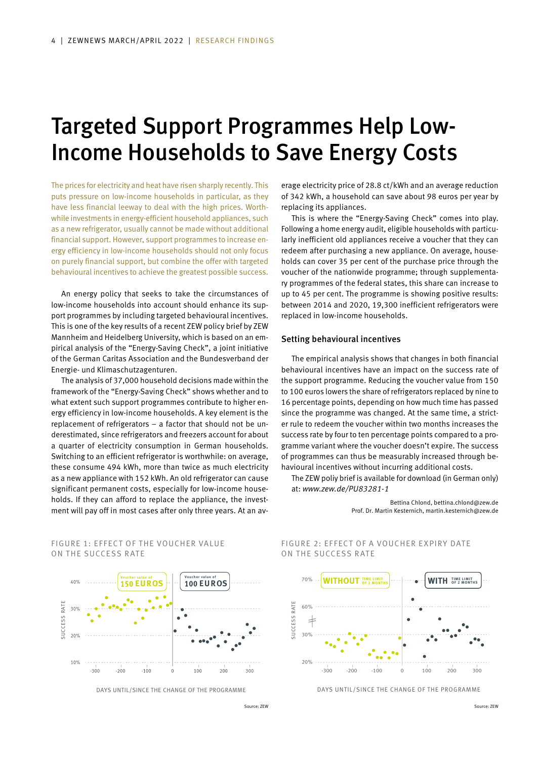# Targeted Support Programmes Help Low-Income Households to Save Energy Costs

The prices for electricity and heat have risen sharply recently. This puts pressure on low-income households in particular, as they have less financial leeway to deal with the high prices. Worthwhile investments in energy-efficient household appliances, such as a new refrigerator, usually cannot be made without additional financial support. However, support programmes to increase energy efficiency in low-income households should not only focus on purely financial support, but combine the offer with targeted behavioural incentives to achieve the greatest possible success.

An energy policy that seeks to take the circumstances of low-income households into account should enhance its support programmes by including targeted behavioural incentives. This is one of the key results of a recent ZEW policy brief by ZEW Mannheim and Heidelberg University, which is based on an empirical analysis of the "Energy-Saving Check", a joint initiative of the German Caritas Association and the Bundesverband der Energie- und Klimaschutzagenturen.

The analysis of 37,000 household decisions made within the framework of the "Energy-Saving Check" shows whether and to what extent such support programmes contribute to higher energy efficiency in low-income households. A key element is the replacement of refrigerators – a factor that should not be underestimated, since refrigerators and freezers account for about a quarter of electricity consumption in German households. Switching to an efficient refrigerator is worthwhile: on average, these consume 494 kWh, more than twice as much electricity as a new appliance with 152 kWh. An old refrigerator can cause significant permanent costs, especially for low-income households. If they can afford to replace the appliance, the investment will pay off in most cases after only three years. At an average electricity price of 28.8 ct/kWh and an average reduction of 342 kWh, a household can save about 98 euros per year by replacing its appliances.

This is where the "Energy-Saving Check" comes into play. Following a home energy audit, eligible households with particularly inefficient old appliances receive a voucher that they can redeem after purchasing a new appliance. On average, households can cover 35 per cent of the purchase price through the voucher of the nationwide programme; through supplementary programmes of the federal states, this share can increase to up to 45 per cent. The programme is showing positive results: between 2014 and 2020, 19,300 inefficient refrigerators were replaced in low-income households.

## Setting behavioural incentives

The empirical analysis shows that changes in both financial behavioural incentives have an impact on the success rate of the support programme. Reducing the voucher value from 150 to 100 euros lowers the share of refrigerators replaced by nine to 16 percentage points, depending on how much time has passed since the programme was changed. At the same time, a stricter rule to redeem the voucher within two months increases the success rate by four to ten percentage points compared to a programme variant where the voucher doesn't expire. The success of programmes can thus be measurably increased through behavioural incentives without incurring additional costs.

The ZEW poliy brief is available for download (in German only) at: *www.zew.de/PU83281-1*

Bettina Chlond, bettina.chlond@zew.de
Prof. Dr. Martin Kesternich, martin.kesternich@zew.de

FIGURE 1: EFFECT OF THE VOUCHER VALUE ON THE SUCCESS RATE

(Chart: success rate vs. days until/since the change of the programme; Voucher value of 150 EUROS before, Voucher value of 100 EUROS after)

Source: ZEW

FIGURE 2: EFFECT OF A VOUCHER EXPIRY DATE ON THE SUCCESS RATE

(Chart: success rate vs. days until/since the change of the programme; WITHOUT time limit of 2 months before, WITH time limit of 2 months after)

Source: ZEW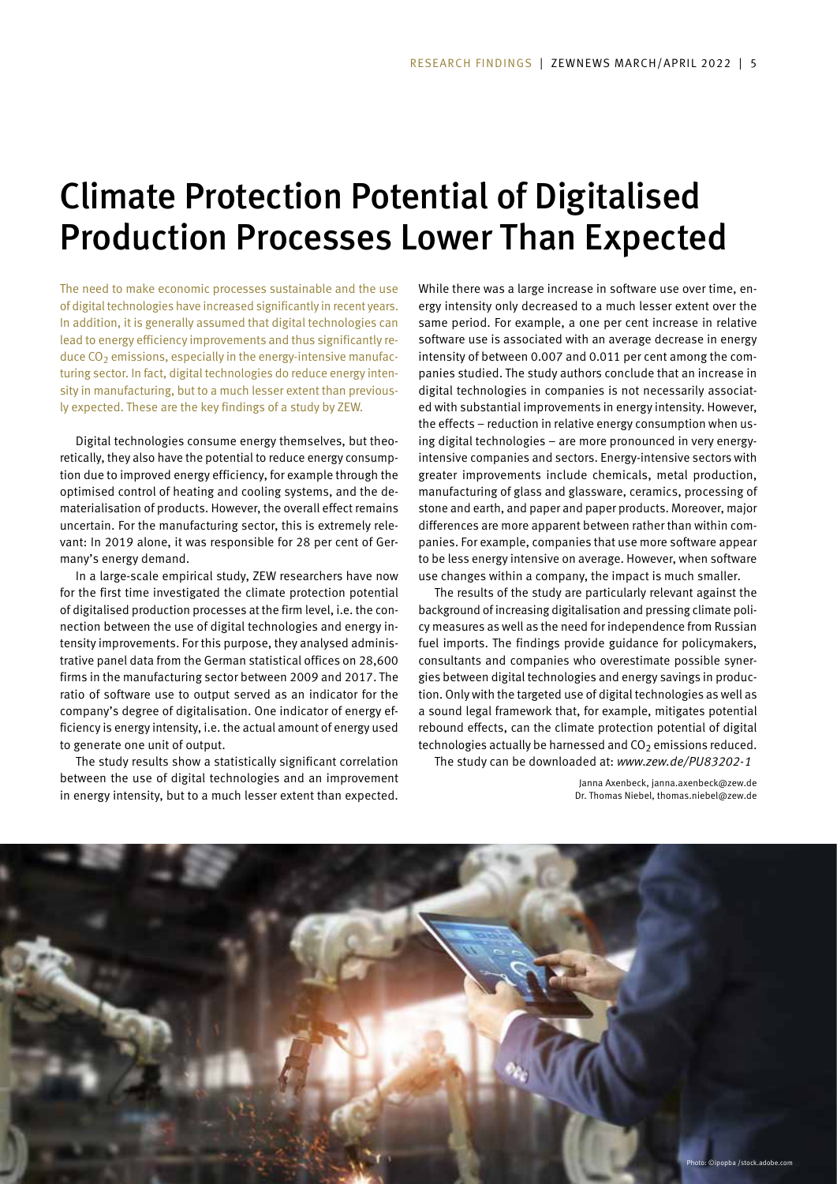# Climate Protection Potential of Digitalised Production Processes Lower Than Expected

The need to make economic processes sustainable and the use of digital technologies have increased significantly in recent years. In addition, it is generally assumed that digital technologies can lead to energy efficiency improvements and thus significantly reduce $CO_2$ emissions, especially in the energy-intensive manufacturing sector. In fact, digital technologies do reduce energy intensity in manufacturing, but to a much lesser extent than previously expected. These are the key findings of a study by ZEW.

Digital technologies consume energy themselves, but theoretically, they also have the potential to reduce energy consumption due to improved energy efficiency, for example through the optimised control of heating and cooling systems, and the dematerialisation of products. However, the overall effect remains uncertain. For the manufacturing sector, this is extremely relevant: In 2019 alone, it was responsible for 28 per cent of Germany's energy demand.

In a large-scale empirical study, ZEW researchers have now for the first time investigated the climate protection potential of digitalised production processes at the firm level, i.e. the connection between the use of digital technologies and energy intensity improvements. For this purpose, they analysed administrative panel data from the German statistical offices on 28,600 firms in the manufacturing sector between 2009 and 2017. The ratio of software use to output served as an indicator for the company's degree of digitalisation. One indicator of energy efficiency is energy intensity, i.e. the actual amount of energy used to generate one unit of output.

The study results show a statistically significant correlation between the use of digital technologies and an improvement in energy intensity, but to a much lesser extent than expected. While there was a large increase in software use over time, energy intensity only decreased to a much lesser extent over the same period. For example, a one per cent increase in relative software use is associated with an average decrease in energy intensity of between 0.007 and 0.011 per cent among the companies studied. The study authors conclude that an increase in digital technologies in companies is not necessarily associated with substantial improvements in energy intensity. However, the effects – reduction in relative energy consumption when using digital technologies – are more pronounced in very energy-intensive companies and sectors. Energy-intensive sectors with greater improvements include chemicals, metal production, manufacturing of glass and glassware, ceramics, processing of stone and earth, and paper and paper products. Moreover, major differences are more apparent between rather than within companies. For example, companies that use more software appear to be less energy intensive on average. However, when software use changes within a company, the impact is much smaller.

The results of the study are particularly relevant against the background of increasing digitalisation and pressing climate policy measures as well as the need for independence from Russian fuel imports. The findings provide guidance for policymakers, consultants and companies who overestimate possible synergies between digital technologies and energy savings in production. Only with the targeted use of digital technologies as well as a sound legal framework that, for example, mitigates potential rebound effects, can the climate protection potential of digital technologies actually be harnessed and $CO_2$ emissions reduced.

The study can be downloaded at: *www.zew.de/PU83202-1*

Janna Axenbeck, janna.axenbeck@zew.de
Dr. Thomas Niebel, thomas.niebel@zew.de

Photo: ©ipopba /stock.adobe.com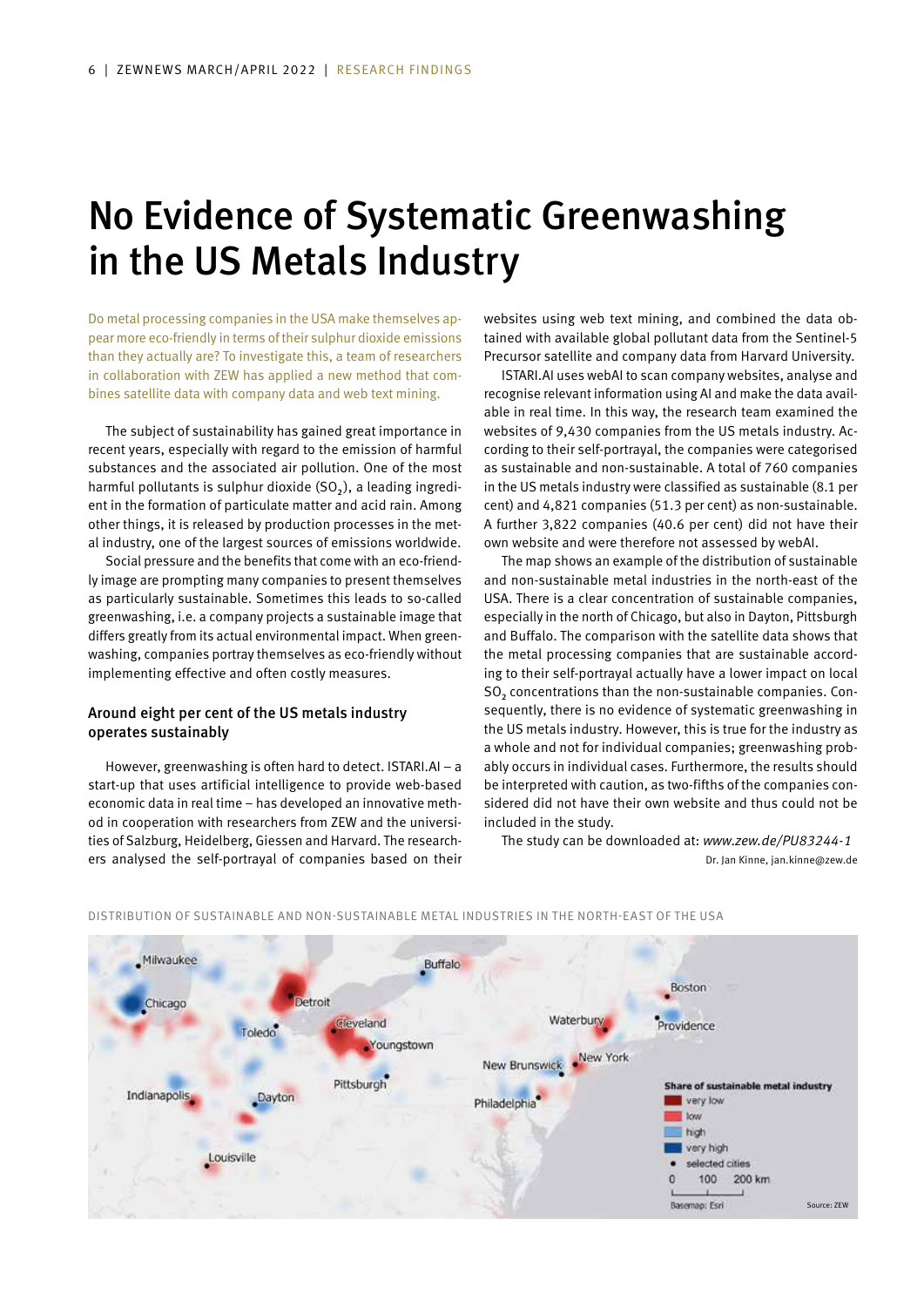# No Evidence of Systematic Greenwashing in the US Metals Industry

Do metal processing companies in the USA make themselves appear more eco-friendly in terms of their sulphur dioxide emissions than they actually are? To investigate this, a team of researchers in collaboration with ZEW has applied a new method that combines satellite data with company data and web text mining.

The subject of sustainability has gained great importance in recent years, especially with regard to the emission of harmful substances and the associated air pollution. One of the most harmful pollutants is sulphur dioxide ($SO_2$), a leading ingredient in the formation of particulate matter and acid rain. Among other things, it is released by production processes in the metal industry, one of the largest sources of emissions worldwide.

Social pressure and the benefits that come with an eco-friendly image are prompting many companies to present themselves as particularly sustainable. Sometimes this leads to so-called greenwashing, i.e. a company projects a sustainable image that differs greatly from its actual environmental impact. When greenwashing, companies portray themselves as eco-friendly without implementing effective and often costly measures.

## Around eight per cent of the US metals industry operates sustainably

However, greenwashing is often hard to detect. ISTARI.AI – a start-up that uses artificial intelligence to provide web-based economic data in real time – has developed an innovative method in cooperation with researchers from ZEW and the universities of Salzburg, Heidelberg, Giessen and Harvard. The researchers analysed the self-portrayal of companies based on their websites using web text mining, and combined the data obtained with available global pollutant data from the Sentinel-5 Precursor satellite and company data from Harvard University.

ISTARI.AI uses webAI to scan company websites, analyse and recognise relevant information using AI and make the data available in real time. In this way, the research team examined the websites of 9,430 companies from the US metals industry. According to their self-portrayal, the companies were categorised as sustainable and non-sustainable. A total of 760 companies in the US metals industry were classified as sustainable (8.1 per cent) and 4,821 companies (51.3 per cent) as non-sustainable. A further 3,822 companies (40.6 per cent) did not have their own website and were therefore not assessed by webAI.

The map shows an example of the distribution of sustainable and non-sustainable metal industries in the north-east of the USA. There is a clear concentration of sustainable companies, especially in the north of Chicago, but also in Dayton, Pittsburgh and Buffalo. The comparison with the satellite data shows that the metal processing companies that are sustainable according to their self-portrayal actually have a lower impact on local $SO_2$ concentrations than the non-sustainable companies. Consequently, there is no evidence of systematic greenwashing in the US metals industry. However, this is true for the industry as a whole and not for individual companies; greenwashing probably occurs in individual cases. Furthermore, the results should be interpreted with caution, as two-fifths of the companies considered did not have their own website and thus could not be included in the study.

The study can be downloaded at: *www.zew.de/PU83244-1*

Dr. Jan Kinne, jan.kinne@zew.de

DISTRIBUTION OF SUSTAINABLE AND NON-SUSTAINABLE METAL INDUSTRIES IN THE NORTH-EAST OF THE USA

Source: ZEW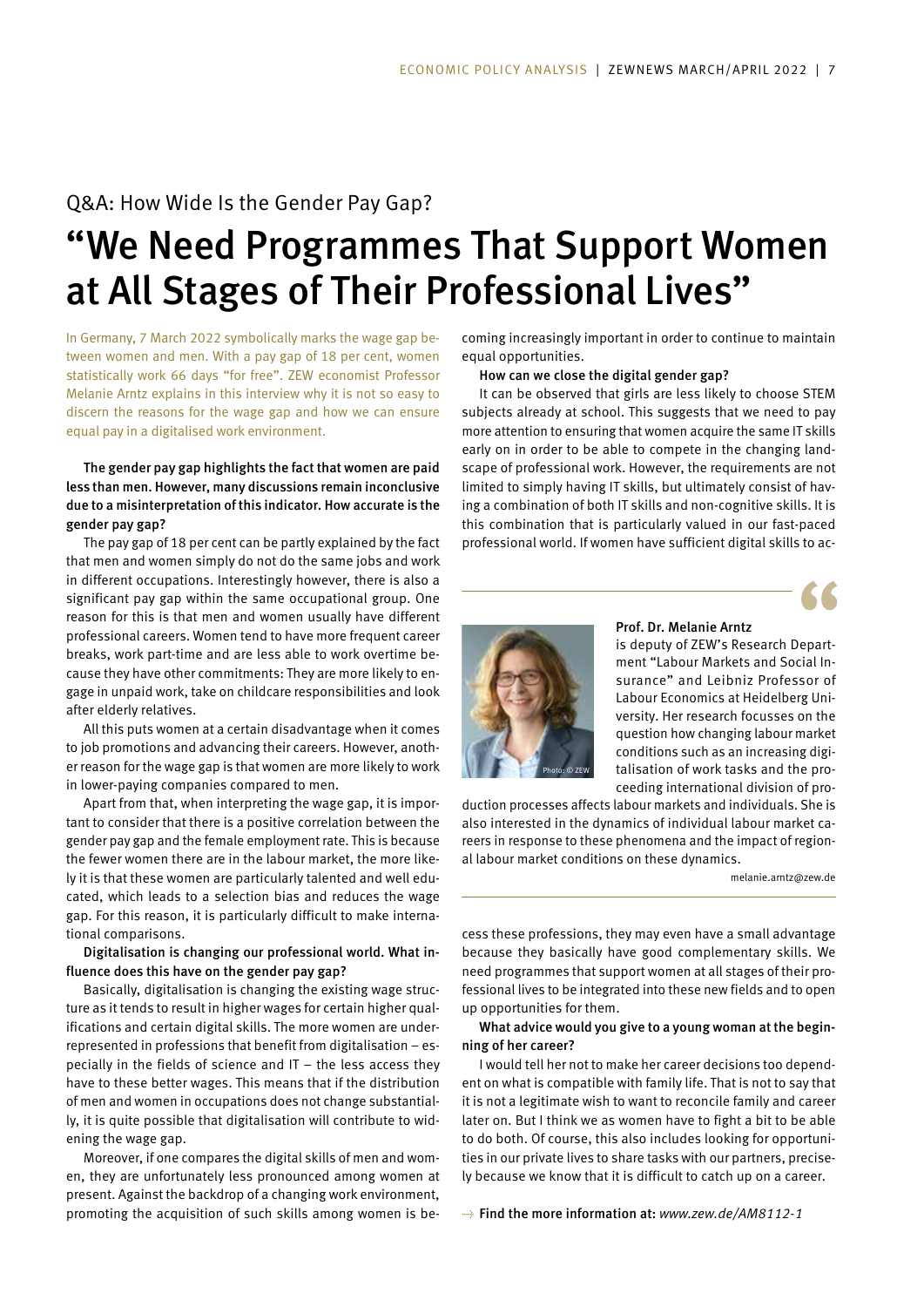## Q&A: How Wide Is the Gender Pay Gap?

# "We Need Programmes That Support Women at All Stages of Their Professional Lives"

In Germany, 7 March 2022 symbolically marks the wage gap between women and men. With a pay gap of 18 per cent, women statistically work 66 days "for free". ZEW economist Professor Melanie Arntz explains in this interview why it is not so easy to discern the reasons for the wage gap and how we can ensure equal pay in a digitalised work environment.

**The gender pay gap highlights the fact that women are paid less than men. However, many discussions remain inconclusive due to a misinterpretation of this indicator. How accurate is the gender pay gap?**

The pay gap of 18 per cent can be partly explained by the fact that men and women simply do not do the same jobs and work in different occupations. Interestingly however, there is also a significant pay gap within the same occupational group. One reason for this is that men and women usually have different professional careers. Women tend to have more frequent career breaks, work part-time and are less able to work overtime because they have other commitments: They are more likely to engage in unpaid work, take on childcare responsibilities and look after elderly relatives.

All this puts women at a certain disadvantage when it comes to job promotions and advancing their careers. However, another reason for the wage gap is that women are more likely to work in lower-paying companies compared to men.

Apart from that, when interpreting the wage gap, it is important to consider that there is a positive correlation between the gender pay gap and the female employment rate. This is because the fewer women there are in the labour market, the more likely it is that these women are particularly talented and well educated, which leads to a selection bias and reduces the wage gap. For this reason, it is particularly difficult to make international comparisons.

**Digitalisation is changing our professional world. What influence does this have on the gender pay gap?**

Basically, digitalisation is changing the existing wage structure as it tends to result in higher wages for certain higher qualifications and certain digital skills. The more women are underrepresented in professions that benefit from digitalisation – especially in the fields of science and IT – the less access they have to these better wages. This means that if the distribution of men and women in occupations does not change substantially, it is quite possible that digitalisation will contribute to widening the wage gap.

Moreover, if one compares the digital skills of men and women, they are unfortunately less pronounced among women at present. Against the backdrop of a changing work environment, promoting the acquisition of such skills among women is becoming increasingly important in order to continue to maintain equal opportunities.

**How can we close the digital gender gap?**

It can be observed that girls are less likely to choose STEM subjects already at school. This suggests that we need to pay more attention to ensuring that women acquire the same IT skills early on in order to be able to compete in the changing landscape of professional work. However, the requirements are not limited to simply having IT skills, but ultimately consist of having a combination of both IT skills and non-cognitive skills. It is this combination that is particularly valued in our fast-paced professional world. If women have sufficient digital skills to access these professions, they may even have a small advantage because they basically have good complementary skills. We need programmes that support women at all stages of their professional lives to be integrated into these new fields and to open up opportunities for them.

**What advice would you give to a young woman at the beginning of her career?**

I would tell her not to make her career decisions too dependent on what is compatible with family life. That is not to say that it is not a legitimate wish to want to reconcile family and career later on. But I think we as women have to fight a bit to be able to do both. Of course, this also includes looking for opportunities in our private lives to share tasks with our partners, precisely because we know that it is difficult to catch up on a career.

---

Photo: © ZEW

**Prof. Dr. Melanie Arntz** is deputy of ZEW's Research Department "Labour Markets and Social Insurance" and Leibniz Professor of Labour Economics at Heidelberg University. Her research focusses on the question how changing labour market conditions such as an increasing digitalisation of work tasks and the proceeding international division of production processes affects labour markets and individuals. She is also interested in the dynamics of individual labour market careers in response to these phenomena and the impact of regional labour market conditions on these dynamics.

melanie.arntz@zew.de

---

**Find the more information at:** *www.zew.de/AM8112-1*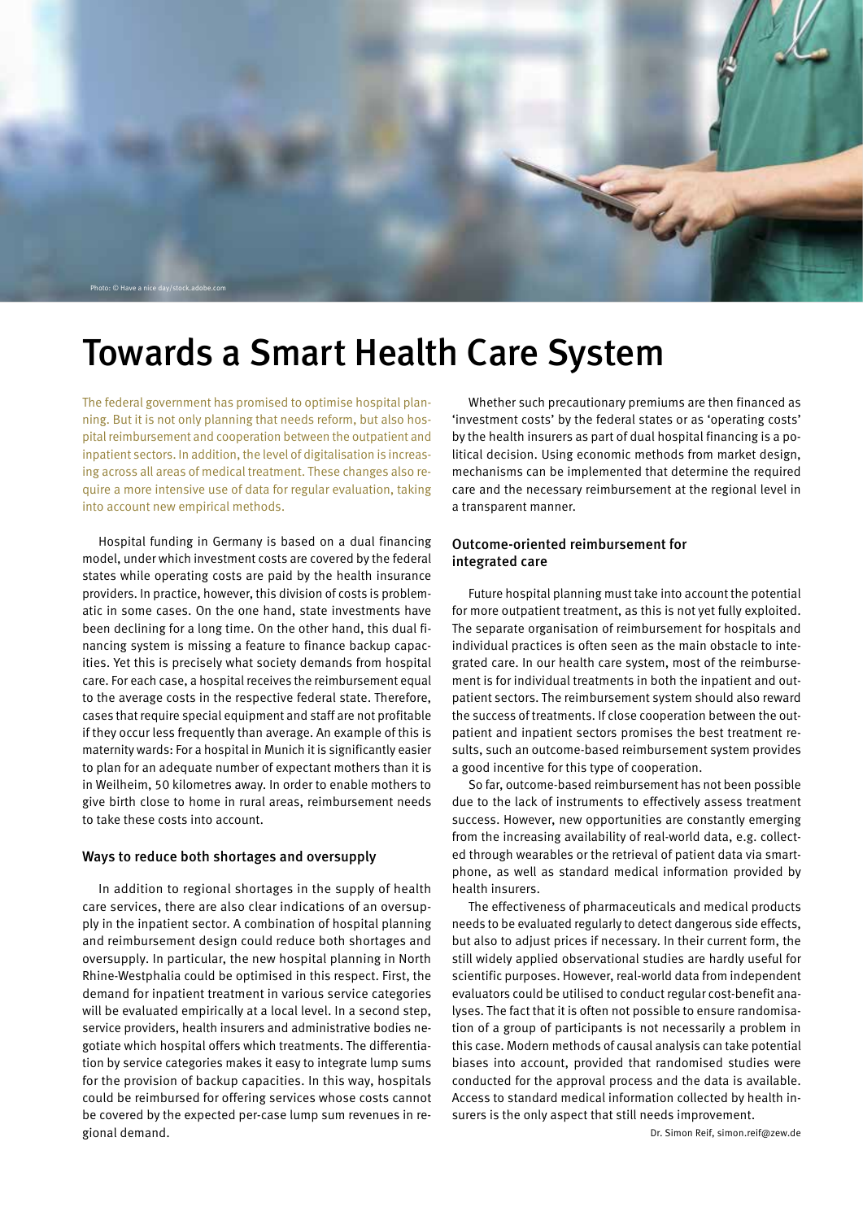Photo: © Have a nice day/stock.adobe.com

# Towards a Smart Health Care System

The federal government has promised to optimise hospital planning. But it is not only planning that needs reform, but also hospital reimbursement and cooperation between the outpatient and inpatient sectors. In addition, the level of digitalisation is increasing across all areas of medical treatment. These changes also require a more intensive use of data for regular evaluation, taking into account new empirical methods.

Hospital funding in Germany is based on a dual financing model, under which investment costs are covered by the federal states while operating costs are paid by the health insurance providers. In practice, however, this division of costs is problematic in some cases. On the one hand, state investments have been declining for a long time. On the other hand, this dual financing system is missing a feature to finance backup capacities. Yet this is precisely what society demands from hospital care. For each case, a hospital receives the reimbursement equal to the average costs in the respective federal state. Therefore, cases that require special equipment and staff are not profitable if they occur less frequently than average. An example of this is maternity wards: For a hospital in Munich it is significantly easier to plan for an adequate number of expectant mothers than it is in Weilheim, 50 kilometres away. In order to enable mothers to give birth close to home in rural areas, reimbursement needs to take these costs into account.

## Ways to reduce both shortages and oversupply

In addition to regional shortages in the supply of health care services, there are also clear indications of an oversupply in the inpatient sector. A combination of hospital planning and reimbursement design could reduce both shortages and oversupply. In particular, the new hospital planning in North Rhine-Westphalia could be optimised in this respect. First, the demand for inpatient treatment in various service categories will be evaluated empirically at a local level. In a second step, service providers, health insurers and administrative bodies negotiate which hospital offers which treatments. The differentiation by service categories makes it easy to integrate lump sums for the provision of backup capacities. In this way, hospitals could be reimbursed for offering services whose costs cannot be covered by the expected per-case lump sum revenues in regional demand.

Whether such precautionary premiums are then financed as 'investment costs' by the federal states or as 'operating costs' by the health insurers as part of dual hospital financing is a political decision. Using economic methods from market design, mechanisms can be implemented that determine the required care and the necessary reimbursement at the regional level in a transparent manner.

## Outcome-oriented reimbursement for integrated care

Future hospital planning must take into account the potential for more outpatient treatment, as this is not yet fully exploited. The separate organisation of reimbursement for hospitals and individual practices is often seen as the main obstacle to integrated care. In our health care system, most of the reimbursement is for individual treatments in both the inpatient and outpatient sectors. The reimbursement system should also reward the success of treatments. If close cooperation between the outpatient and inpatient sectors promises the best treatment results, such an outcome-based reimbursement system provides a good incentive for this type of cooperation.

So far, outcome-based reimbursement has not been possible due to the lack of instruments to effectively assess treatment success. However, new opportunities are constantly emerging from the increasing availability of real-world data, e.g. collected through wearables or the retrieval of patient data via smartphone, as well as standard medical information provided by health insurers.

The effectiveness of pharmaceuticals and medical products needs to be evaluated regularly to detect dangerous side effects, but also to adjust prices if necessary. In their current form, the still widely applied observational studies are hardly useful for scientific purposes. However, real-world data from independent evaluators could be utilised to conduct regular cost-benefit analyses. The fact that it is often not possible to ensure randomisation of a group of participants is not necessarily a problem in this case. Modern methods of causal analysis can take potential biases into account, provided that randomised studies were conducted for the approval process and the data is available. Access to standard medical information collected by health insurers is the only aspect that still needs improvement.

Dr. Simon Reif, simon.reif@zew.de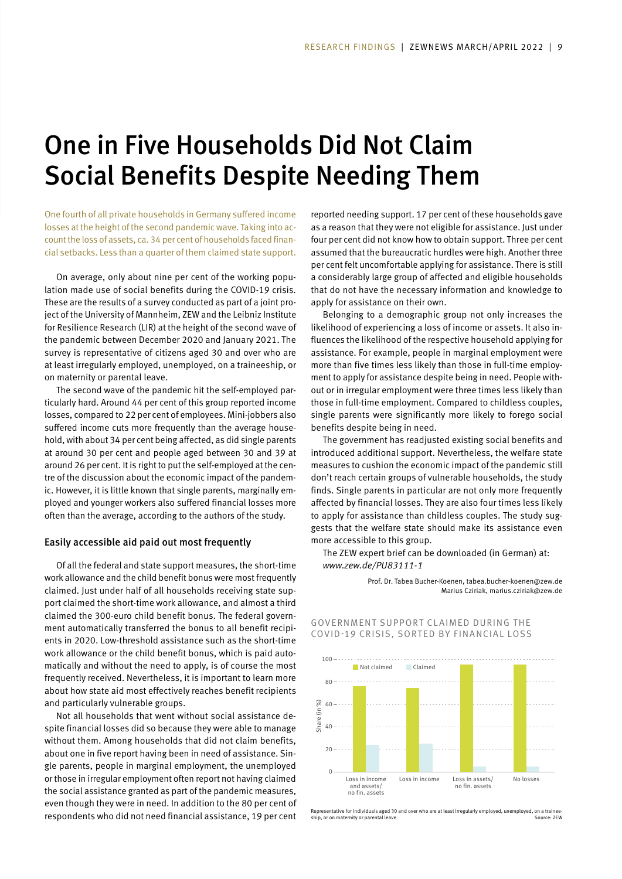# One in Five Households Did Not Claim Social Benefits Despite Needing Them

One fourth of all private households in Germany suffered income losses at the height of the second pandemic wave. Taking into account the loss of assets, ca. 34 per cent of households faced financial setbacks. Less than a quarter of them claimed state support.

On average, only about nine per cent of the working population made use of social benefits during the COVID-19 crisis. These are the results of a survey conducted as part of a joint project of the University of Mannheim, ZEW and the Leibniz Institute for Resilience Research (LIR) at the height of the second wave of the pandemic between December 2020 and January 2021. The survey is representative of citizens aged 30 and over who are at least irregularly employed, unemployed, on a traineeship, or on maternity or parental leave.

The second wave of the pandemic hit the self-employed particularly hard. Around 44 per cent of this group reported income losses, compared to 22 per cent of employees. Mini-jobbers also suffered income cuts more frequently than the average household, with about 34 per cent being affected, as did single parents at around 30 per cent and people aged between 30 and 39 at around 26 per cent. It is right to put the self-employed at the centre of the discussion about the economic impact of the pandemic. However, it is little known that single parents, marginally employed and younger workers also suffered financial losses more often than the average, according to the authors of the study.

## Easily accessible aid paid out most frequently

Of all the federal and state support measures, the short-time work allowance and the child benefit bonus were most frequently claimed. Just under half of all households receiving state support claimed the short-time work allowance, and almost a third claimed the 300-euro child benefit bonus. The federal government automatically transferred the bonus to all benefit recipients in 2020. Low-threshold assistance such as the short-time work allowance or the child benefit bonus, which is paid automatically and without the need to apply, is of course the most frequently received. Nevertheless, it is important to learn more about how state aid most effectively reaches benefit recipients and particularly vulnerable groups.

Not all households that went without social assistance despite financial losses did so because they were able to manage without them. Among households that did not claim benefits, about one in five report having been in need of assistance. Single parents, people in marginal employment, the unemployed or those in irregular employment often report not having claimed the social assistance granted as part of the pandemic measures, even though they were in need. In addition to the 80 per cent of respondents who did not need financial assistance, 19 per cent reported needing support. 17 per cent of these households gave as a reason that they were not eligible for assistance. Just under four per cent did not know how to obtain support. Three per cent assumed that the bureaucratic hurdles were high. Another three per cent felt uncomfortable applying for assistance. There is still a considerably large group of affected and eligible households that do not have the necessary information and knowledge to apply for assistance on their own.

Belonging to a demographic group not only increases the likelihood of experiencing a loss of income or assets. It also influences the likelihood of the respective household applying for assistance. For example, people in marginal employment were more than five times less likely than those in full-time employment to apply for assistance despite being in need. People without or in irregular employment were three times less likely than those in full-time employment. Compared to childless couples, single parents were significantly more likely to forego social benefits despite being in need.

The government has readjusted existing social benefits and introduced additional support. Nevertheless, the welfare state measures to cushion the economic impact of the pandemic still don't reach certain groups of vulnerable households, the study finds. Single parents in particular are not only more frequently affected by financial losses. They are also four times less likely to apply for assistance than childless couples. The study suggests that the welfare state should make its assistance even more accessible to this group.

The ZEW expert brief can be downloaded (in German) at: *www.zew.de/PU83111-1*

Prof. Dr. Tabea Bucher-Koenen, tabea.bucher-koenen@zew.de
Marius Cziriak, marius.cziriak@zew.de

GOVERNMENT SUPPORT CLAIMED DURING THE COVID-19 CRISIS, SORTED BY FINANCIAL LOSS

| Share (in %) | Not claimed | Claimed |
|---|---|---|
| Loss in income and assets/ no fin. assets | ~76 | ~24 |
| Loss in income | ~75 | ~25 |
| Loss in assets/ no fin. assets | ~95 | ~5 |
| No losses | ~95 | ~5 |

Representative for individuals aged 30 and over who are at least irregularly employed, unemployed, on a traineeship, or on maternity or parental leave. Source: ZEW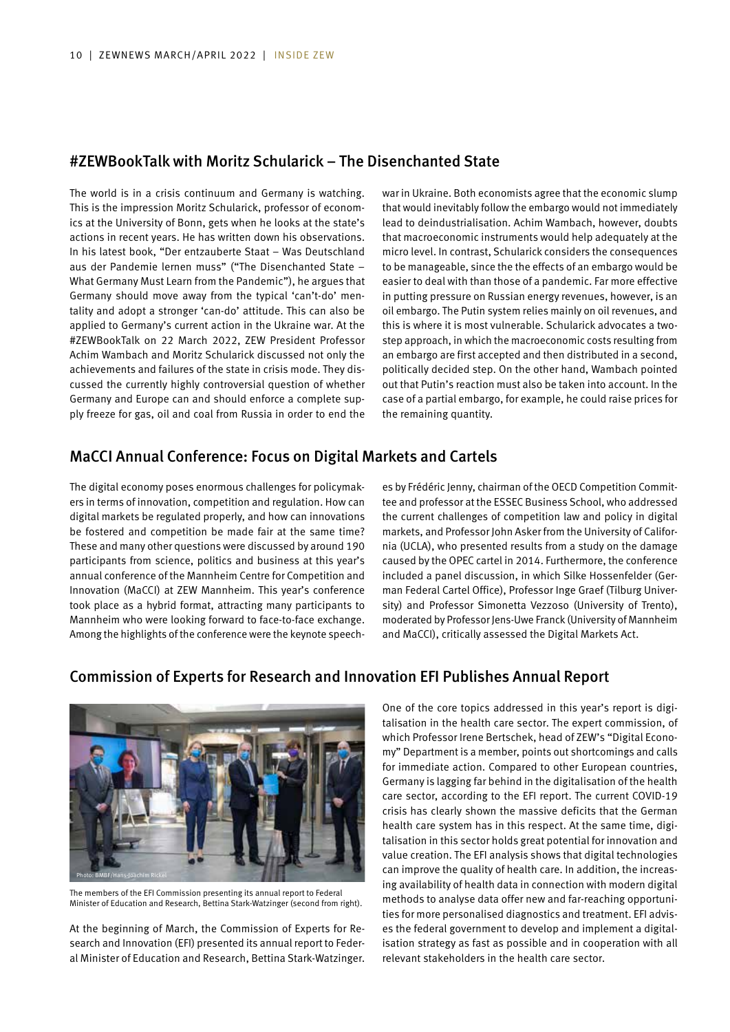## #ZEWBookTalk with Moritz Schularick – The Disenchanted State

The world is in a crisis continuum and Germany is watching. This is the impression Moritz Schularick, professor of economics at the University of Bonn, gets when he looks at the state's actions in recent years. He has written down his observations. In his latest book, "Der entzauberte Staat – Was Deutschland aus der Pandemie lernen muss" ("The Disenchanted State – What Germany Must Learn from the Pandemic"), he argues that Germany should move away from the typical 'can't-do' mentality and adopt a stronger 'can-do' attitude. This can also be applied to Germany's current action in the Ukraine war. At the #ZEWBookTalk on 22 March 2022, ZEW President Professor Achim Wambach and Moritz Schularick discussed not only the achievements and failures of the state in crisis mode. They discussed the currently highly controversial question of whether Germany and Europe can and should enforce a complete supply freeze for gas, oil and coal from Russia in order to end the war in Ukraine. Both economists agree that the economic slump that would inevitably follow the embargo would not immediately lead to deindustrialisation. Achim Wambach, however, doubts that macroeconomic instruments would help adequately at the micro level. In contrast, Schularick considers the consequences to be manageable, since the the effects of an embargo would be easier to deal with than those of a pandemic. Far more effective in putting pressure on Russian energy revenues, however, is an oil embargo. The Putin system relies mainly on oil revenues, and this is where it is most vulnerable. Schularick advocates a two-step approach, in which the macroeconomic costs resulting from an embargo are first accepted and then distributed in a second, politically decided step. On the other hand, Wambach pointed out that Putin's reaction must also be taken into account. In the case of a partial embargo, for example, he could raise prices for the remaining quantity.

## MaCCI Annual Conference: Focus on Digital Markets and Cartels

The digital economy poses enormous challenges for policymakers in terms of innovation, competition and regulation. How can digital markets be regulated properly, and how can innovations be fostered and competition be made fair at the same time? These and many other questions were discussed by around 190 participants from science, politics and business at this year's annual conference of the Mannheim Centre for Competition and Innovation (MaCCI) at ZEW Mannheim. This year's conference took place as a hybrid format, attracting many participants to Mannheim who were looking forward to face-to-face exchange. Among the highlights of the conference were the keynote speeches by Frédéric Jenny, chairman of the OECD Competition Committee and professor at the ESSEC Business School, who addressed the current challenges of competition law and policy in digital markets, and Professor John Asker from the University of California (UCLA), who presented results from a study on the damage caused by the OPEC cartel in 2014. Furthermore, the conference included a panel discussion, in which Silke Hossenfelder (German Federal Cartel Office), Professor Inge Graef (Tilburg University) and Professor Simonetta Vezzoso (University of Trento), moderated by Professor Jens-Uwe Franck (University of Mannheim and MaCCI), critically assessed the Digital Markets Act.

## Commission of Experts for Research and Innovation EFI Publishes Annual Report

Photo: BMBF/Hans-Joachim Rickel

The members of the EFI Commission presenting its annual report to Federal Minister of Education and Research, Bettina Stark-Watzinger (second from right).

At the beginning of March, the Commission of Experts for Research and Innovation (EFI) presented its annual report to Federal Minister of Education and Research, Bettina Stark-Watzinger. One of the core topics addressed in this year's report is digitalisation in the health care sector. The expert commission, of which Professor Irene Bertschek, head of ZEW's "Digital Economy" Department is a member, points out shortcomings and calls for immediate action. Compared to other European countries, Germany is lagging far behind in the digitalisation of the health care sector, according to the EFI report. The current COVID-19 crisis has clearly shown the massive deficits that the German health care system has in this respect. At the same time, digitalisation in this sector holds great potential for innovation and value creation. The EFI analysis shows that digital technologies can improve the quality of health care. In addition, the increasing availability of health data in connection with modern digital methods to analyse data offer new and far-reaching opportunities for more personalised diagnostics and treatment. EFI advises the federal government to develop and implement a digitalisation strategy as fast as possible and in cooperation with all relevant stakeholders in the health care sector.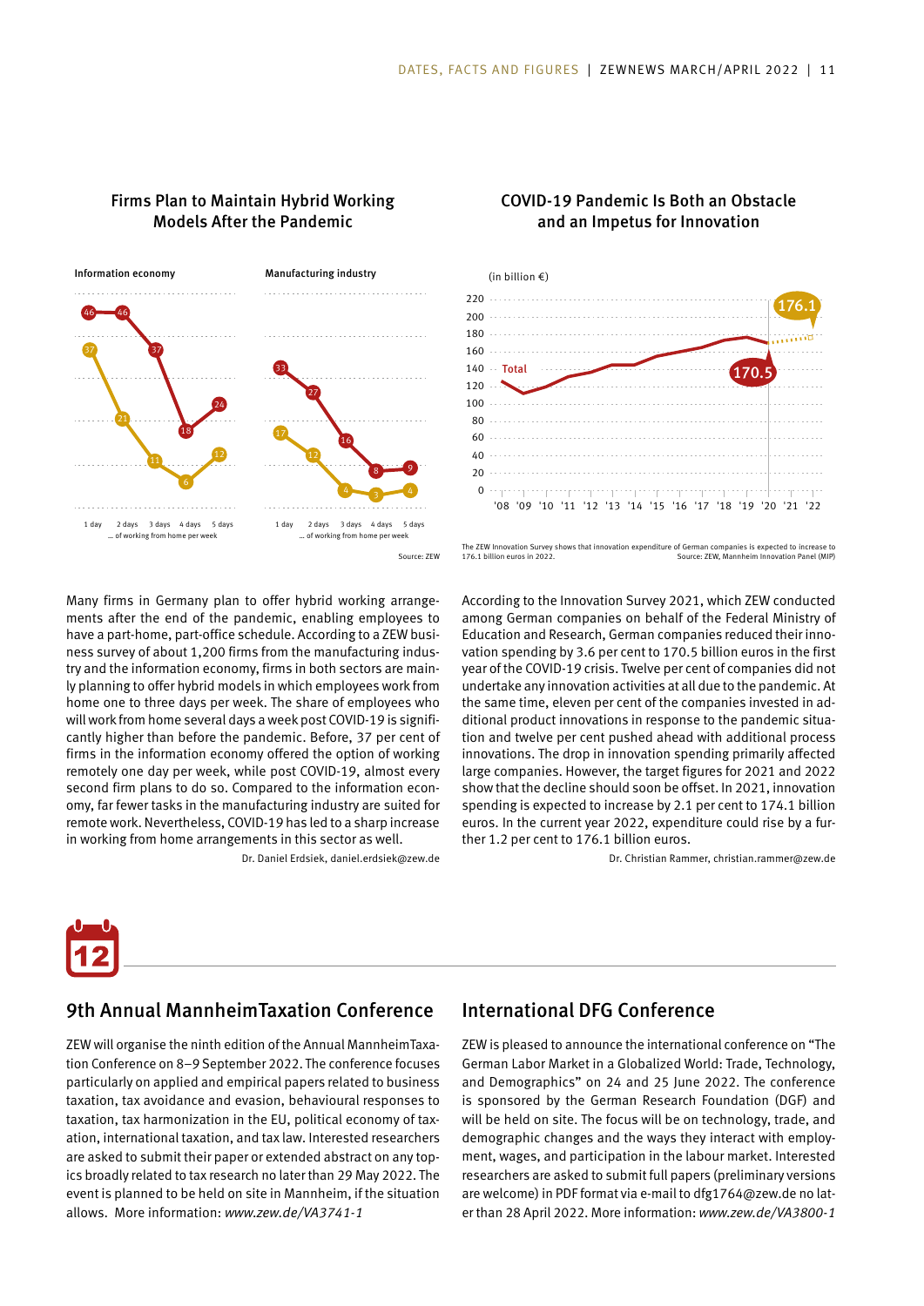## Firms Plan to Maintain Hybrid Working Models After the Pandemic

**Information economy**

| | 1 day | 2 days | 3 days | 4 days | 5 days |
|---|---|---|---|---|---|
| | 46 | 46 | 37 | 18 | 24 |
| | 37 | 21 | 11 | 6 | 12 |

**Manufacturing industry**

| | 1 day | 2 days | 3 days | 4 days | 5 days |
|---|---|---|---|---|---|
| | 33 | 27 | 16 | 8 | 9 |
| | 17 | 12 | 4 | 3 | 4 |

… of working from home per week

Source: ZEW

Many firms in Germany plan to offer hybrid working arrangements after the end of the pandemic, enabling employees to have a part-home, part-office schedule. According to a ZEW business survey of about 1,200 firms from the manufacturing industry and the information economy, firms in both sectors are mainly planning to offer hybrid models in which employees work from home one to three days per week. The share of employees who will work from home several days a week post COVID-19 is significantly higher than before the pandemic. Before, 37 per cent of firms in the information economy offered the option of working remotely one day per week, while post COVID-19, almost every second firm plans to do so. Compared to the information economy, far fewer tasks in the manufacturing industry are suited for remote work. Nevertheless, COVID-19 has led to a sharp increase in working from home arrangements in this sector as well.

Dr. Daniel Erdsiek, daniel.erdsiek@zew.de

## COVID-19 Pandemic Is Both an Obstacle and an Impetus for Innovation

(in billion €)

Total: 170.5 ('20), 176.1 ('22)

The ZEW Innovation Survey shows that innovation expenditure of German companies is expected to increase to 176.1 billion euros in 2022.

Source: ZEW, Mannheim Innovation Panel (MIP)

According to the Innovation Survey 2021, which ZEW conducted among German companies on behalf of the Federal Ministry of Education and Research, German companies reduced their innovation spending by 3.6 per cent to 170.5 billion euros in the first year of the COVID-19 crisis. Twelve per cent of companies did not undertake any innovation activities at all due to the pandemic. At the same time, eleven per cent of the companies invested in additional product innovations in response to the pandemic situation and twelve per cent pushed ahead with additional process innovations. The drop in innovation spending primarily affected large companies. However, the target figures for 2021 and 2022 show that the decline should soon be offset. In 2021, innovation spending is expected to increase by 2.1 per cent to 174.1 billion euros. In the current year 2022, expenditure could rise by a further 1.2 per cent to 176.1 billion euros.

Dr. Christian Rammer, christian.rammer@zew.de

## 9th Annual MannheimTaxation Conference

ZEW will organise the ninth edition of the Annual MannheimTaxation Conference on 8–9 September 2022. The conference focuses particularly on applied and empirical papers related to business taxation, tax avoidance and evasion, behavioural responses to taxation, tax harmonization in the EU, political economy of taxation, international taxation, and tax law. Interested researchers are asked to submit their paper or extended abstract on any topics broadly related to tax research no later than 29 May 2022. The event is planned to be held on site in Mannheim, if the situation allows. More information: *www.zew.de/VA3741-1*

## International DFG Conference

ZEW is pleased to announce the international conference on "The German Labor Market in a Globalized World: Trade, Technology, and Demographics" on 24 and 25 June 2022. The conference is sponsored by the German Research Foundation (DGF) and will be held on site. The focus will be on technology, trade, and demographic changes and the ways they interact with employment, wages, and participation in the labour market. Interested researchers are asked to submit full papers (preliminary versions are welcome) in PDF format via e-mail to dfg1764@zew.de no later than 28 April 2022. More information: *www.zew.de/VA3800-1*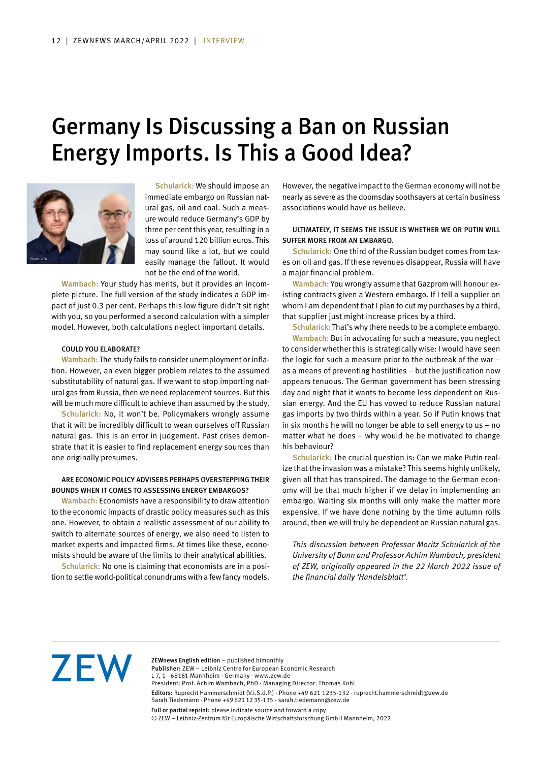# Germany Is Discussing a Ban on Russian Energy Imports. Is This a Good Idea?

Photo: ZEW

**Schularick:** We should impose an immediate embargo on Russian natural gas, oil and coal. Such a measure would reduce Germany's GDP by three per cent this year, resulting in a loss of around 120 billion euros. This may sound like a lot, but we could easily manage the fallout. It would not be the end of the world.

**Wambach:** Your study has merits, but it provides an incomplete picture. The full version of the study indicates a GDP impact of just 0.3 per cent. Perhaps this low figure didn't sit right with you, so you performed a second calculation with a simpler model. However, both calculations neglect important details.

COULD YOU ELABORATE?

**Wambach:** The study fails to consider unemployment or inflation. However, an even bigger problem relates to the assumed substitutability of natural gas. If we want to stop importing natural gas from Russia, then we need replacement sources. But this will be much more difficult to achieve than assumed by the study.

**Schularick:** No, it won't be. Policymakers wrongly assume that it will be incredibly difficult to wean ourselves off Russian natural gas. This is an error in judgement. Past crises demonstrate that it is easier to find replacement energy sources than one originally presumes.

ARE ECONOMIC POLICY ADVISERS PERHAPS OVERSTEPPING THEIR BOUNDS WHEN IT COMES TO ASSESSING ENERGY EMBARGOS?

**Wambach:** Economists have a responsibility to draw attention to the economic impacts of drastic policy measures such as this one. However, to obtain a realistic assessment of our ability to switch to alternate sources of energy, we also need to listen to market experts and impacted firms. At times like these, economists should be aware of the limits to their analytical abilities.

**Schularick:** No one is claiming that economists are in a position to settle world-political conundrums with a few fancy models. However, the negative impact to the German economy will not be nearly as severe as the doomsday soothsayers at certain business associations would have us believe.

ULTIMATELY, IT SEEMS THE ISSUE IS WHETHER WE OR PUTIN WILL SUFFER MORE FROM AN EMBARGO.

**Schularick:** One third of the Russian budget comes from taxes on oil and gas. If these revenues disappear, Russia will have a major financial problem.

**Wambach:** You wrongly assume that Gazprom will honour existing contracts given a Western embargo. If I tell a supplier on whom I am dependent that I plan to cut my purchases by a third, that supplier just might increase prices by a third.

**Schularick:** That's why there needs to be a complete embargo.

**Wambach:** But in advocating for such a measure, you neglect to consider whether this is strategically wise: I would have seen the logic for such a measure prior to the outbreak of the war – as a means of preventing hostilities – but the justification now appears tenuous. The German government has been stressing day and night that it wants to become less dependent on Russian energy. And the EU has vowed to reduce Russian natural gas imports by two thirds within a year. So if Putin knows that in six months he will no longer be able to sell energy to us – no matter what he does – why would he be motivated to change his behaviour?

**Schularick:** The crucial question is: Can we make Putin realize that the invasion was a mistake? This seems highly unlikely, given all that has transpired. The damage to the German economy will be that much higher if we delay in implementing an embargo. Waiting six months will only make the matter more expensive. If we have done nothing by the time autumn rolls around, then we will truly be dependent on Russian natural gas.

*This discussion between Professor Moritz Schularick of the University of Bonn and Professor Achim Wambach, president of ZEW, originally appeared in the 22 March 2022 issue of the financial daily 'Handelsblatt'.*

ZEW

**ZEWnews English edition** – published bimonthly
**Publisher:** ZEW – Leibniz Centre for European Economic Research
L 7, 1 · 68161 Mannheim · Germany · www.zew.de
President: Prof. Achim Wambach, PhD · Managing Director: Thomas Kohl
**Editors:** Ruprecht Hammerschmidt (V.i.S.d.P.) · Phone +49 621 1235-132 · ruprecht.hammerschmidt@zew.de
Sarah Tiedemann · Phone +49 621 12 35-135 · sarah.tiedemann@zew.de
**Full or partial reprint:** please indicate source and forward a copy
© ZEW – Leibniz-Zentrum für Europäische Wirtschaftsforschung GmbH Mannheim, 2022